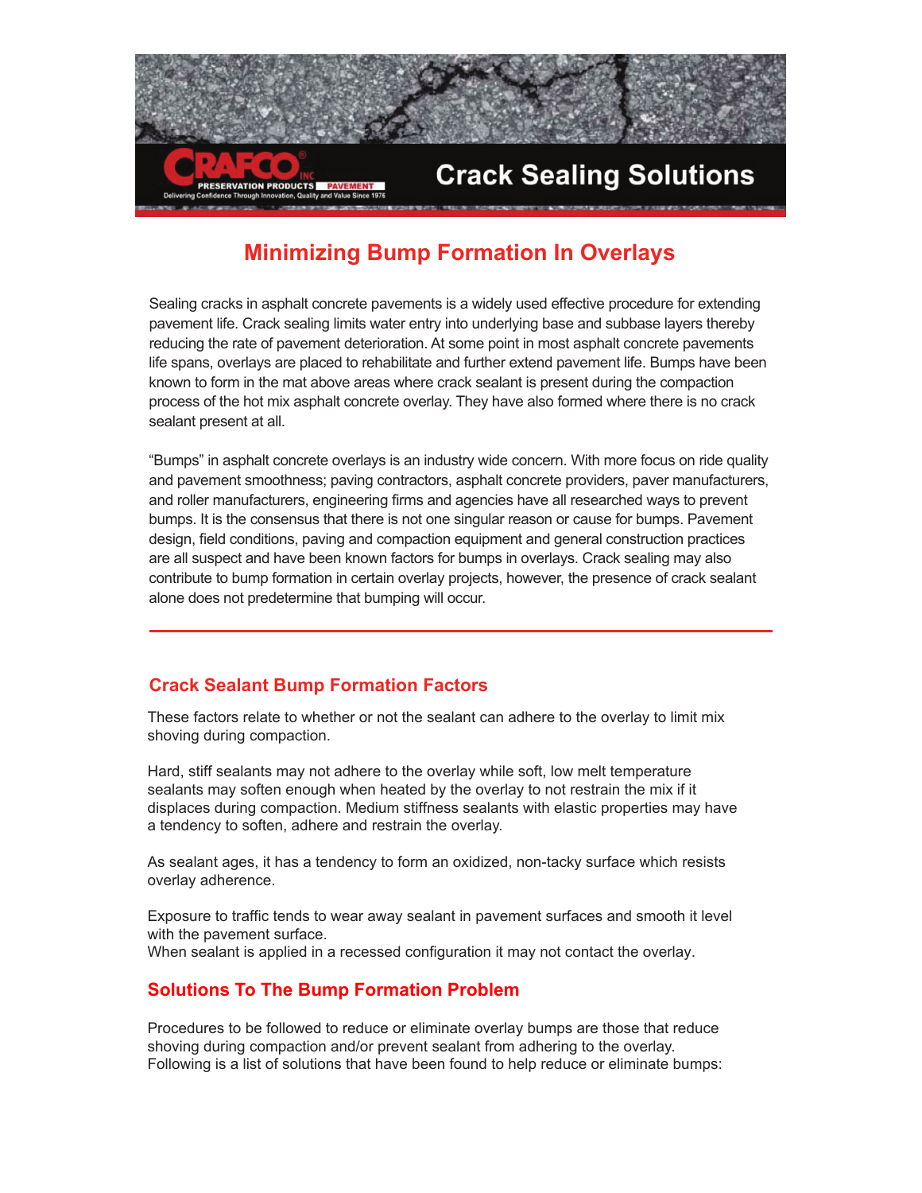CRAFCO INC PRESERVATION PRODUCTS PAVEMENT

Delivering Confidence Through Innovation, Quality and Value Since 1976

Crack Sealing Solutions

# Minimizing Bump Formation In Overlays

Sealing cracks in asphalt concrete pavements is a widely used effective procedure for extending pavement life. Crack sealing limits water entry into underlying base and subbase layers thereby reducing the rate of pavement deterioration. At some point in most asphalt concrete pavements life spans, overlays are placed to rehabilitate and further extend pavement life. Bumps have been known to form in the mat above areas where crack sealant is present during the compaction process of the hot mix asphalt concrete overlay. They have also formed where there is no crack sealant present at all.

"Bumps" in asphalt concrete overlays is an industry wide concern. With more focus on ride quality and pavement smoothness; paving contractors, asphalt concrete providers, paver manufacturers, and roller manufacturers, engineering firms and agencies have all researched ways to prevent bumps. It is the consensus that there is not one singular reason or cause for bumps. Pavement design, field conditions, paving and compaction equipment and general construction practices are all suspect and have been known factors for bumps in overlays. Crack sealing may also contribute to bump formation in certain overlay projects, however, the presence of crack sealant alone does not predetermine that bumping will occur.

---

## Crack Sealant Bump Formation Factors

These factors relate to whether or not the sealant can adhere to the overlay to limit mix shoving during compaction.

Hard, stiff sealants may not adhere to the overlay while soft, low melt temperature sealants may soften enough when heated by the overlay to not restrain the mix if it displaces during compaction. Medium stiffness sealants with elastic properties may have a tendency to soften, adhere and restrain the overlay.

As sealant ages, it has a tendency to form an oxidized, non-tacky surface which resists overlay adherence.

Exposure to traffic tends to wear away sealant in pavement surfaces and smooth it level with the pavement surface.
When sealant is applied in a recessed configuration it may not contact the overlay.

## Solutions To The Bump Formation Problem

Procedures to be followed to reduce or eliminate overlay bumps are those that reduce shoving during compaction and/or prevent sealant from adhering to the overlay.
Following is a list of solutions that have been found to help reduce or eliminate bumps: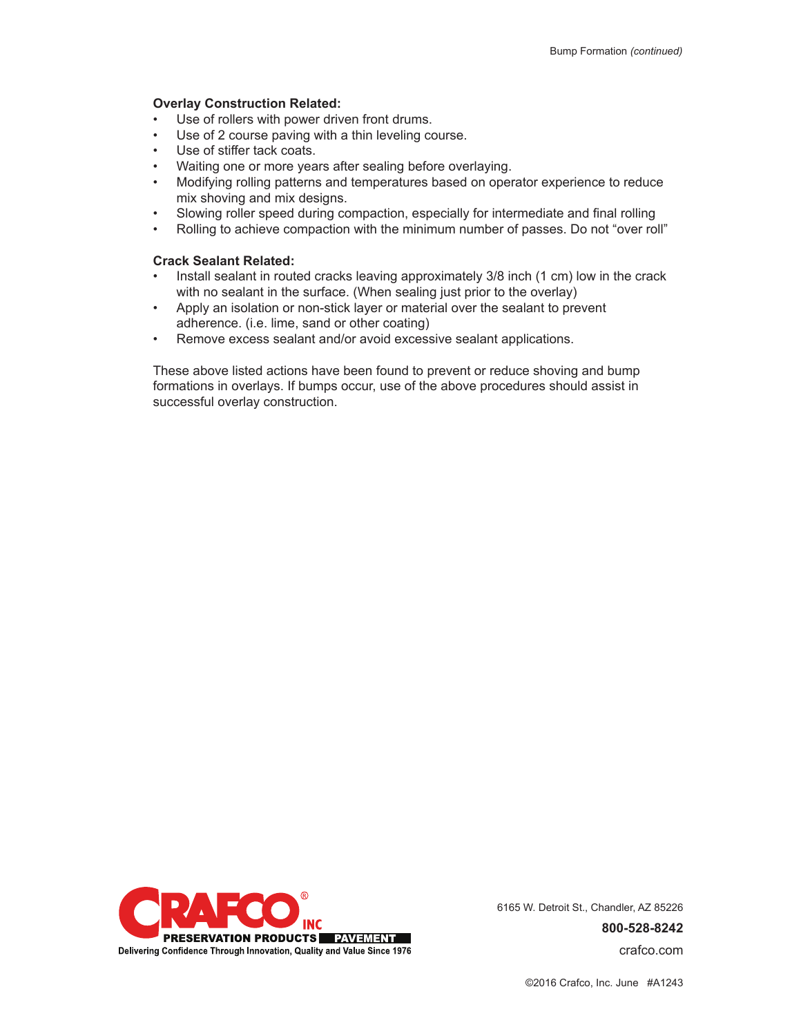**Overlay Construction Related:**

- Use of rollers with power driven front drums.
- Use of 2 course paving with a thin leveling course.
- Use of stiffer tack coats.
- Waiting one or more years after sealing before overlaying.
- Modifying rolling patterns and temperatures based on operator experience to reduce mix shoving and mix designs.
- Slowing roller speed during compaction, especially for intermediate and final rolling
- Rolling to achieve compaction with the minimum number of passes. Do not “over roll”

**Crack Sealant Related:**

- Install sealant in routed cracks leaving approximately 3/8 inch (1 cm) low in the crack with no sealant in the surface. (When sealing just prior to the overlay)
- Apply an isolation or non-stick layer or material over the sealant to prevent adherence. (i.e. lime, sand or other coating)
- Remove excess sealant and/or avoid excessive sealant applications.

These above listed actions have been found to prevent or reduce shoving and bump formations in overlays. If bumps occur, use of the above procedures should assist in successful overlay construction.

CRAFCO® INC
PRESERVATION PRODUCTS | PAVEMENT
Delivering Confidence Through Innovation, Quality and Value Since 1976

6165 W. Detroit St., Chandler, AZ 85226

**800-528-8242**

crafco.com

©2016 Crafco, Inc. June #A1243